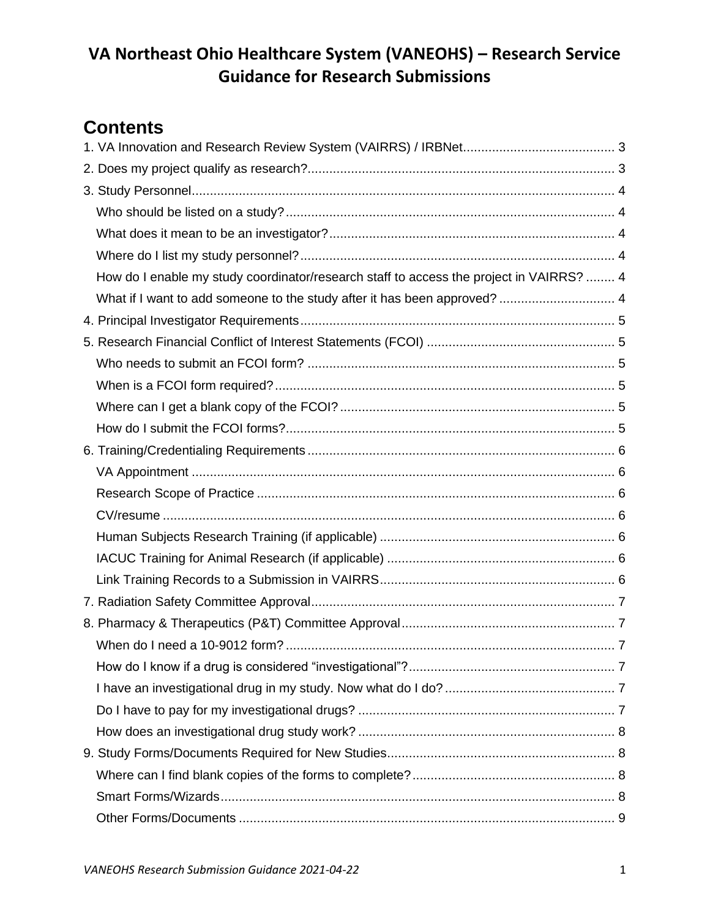# VA Northeast Ohio Healthcare System (VANEOHS) – Research Service Guidance for Research Submissions

## Contents

1. VA Innovation and Research Review System (VAIRRS) / IRBNet ..... 3
2. Does my project qualify as research? ..... 3
3. Study Personnel ..... 4
   - Who should be listed on a study? ..... 4
   - What does it mean to be an investigator? ..... 4
   - Where do I list my study personnel? ..... 4
   - How do I enable my study coordinator/research staff to access the project in VAIRRS? ..... 4
   - What if I want to add someone to the study after it has been approved? ..... 4
4. Principal Investigator Requirements ..... 5
5. Research Financial Conflict of Interest Statements (FCOI) ..... 5
   - Who needs to submit an FCOI form? ..... 5
   - When is a FCOI form required? ..... 5
   - Where can I get a blank copy of the FCOI? ..... 5
   - How do I submit the FCOI forms? ..... 5
6. Training/Credentialing Requirements ..... 6
   - VA Appointment ..... 6
   - Research Scope of Practice ..... 6
   - CV/resume ..... 6
   - Human Subjects Research Training (if applicable) ..... 6
   - IACUC Training for Animal Research (if applicable) ..... 6
   - Link Training Records to a Submission in VAIRRS ..... 6
7. Radiation Safety Committee Approval ..... 7
8. Pharmacy & Therapeutics (P&T) Committee Approval ..... 7
   - When do I need a 10-9012 form? ..... 7
   - How do I know if a drug is considered "investigational"? ..... 7
   - I have an investigational drug in my study. Now what do I do? ..... 7
   - Do I have to pay for my investigational drugs? ..... 7
   - How does an investigational drug study work? ..... 8
9. Study Forms/Documents Required for New Studies ..... 8
   - Where can I find blank copies of the forms to complete? ..... 8
   - Smart Forms/Wizards ..... 8
   - Other Forms/Documents ..... 9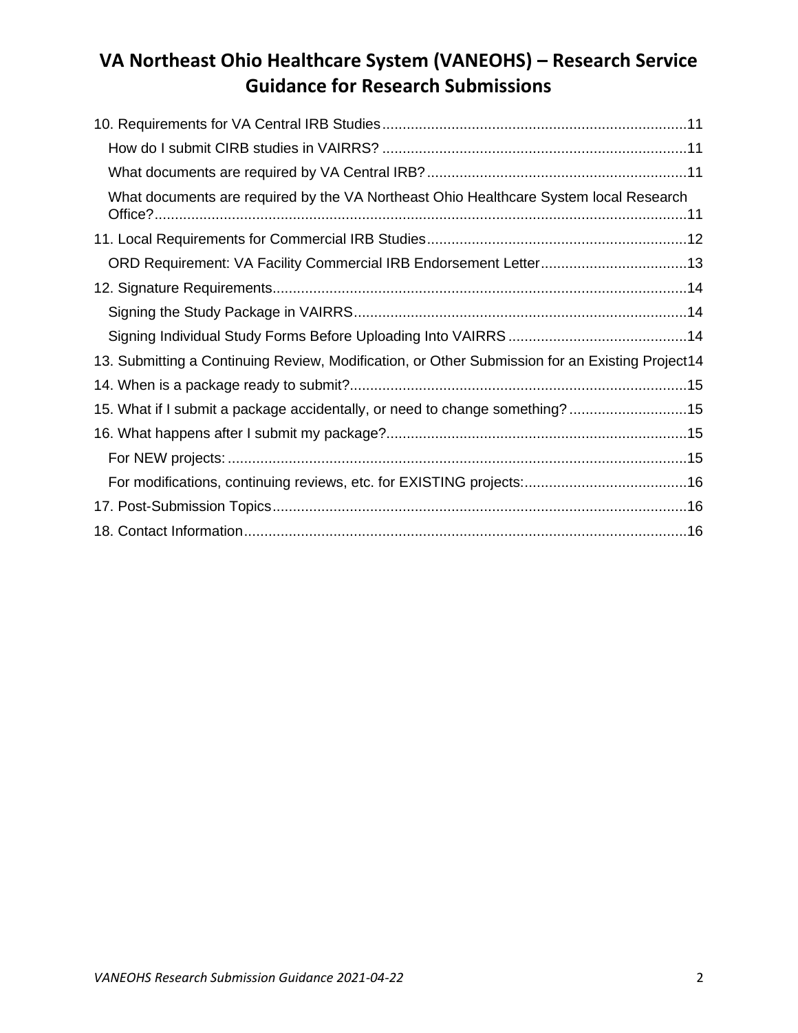10. Requirements for VA Central IRB Studies ........................................................................11
   - How do I submit CIRB studies in VAIRRS? .........................................................................11
   - What documents are required by VA Central IRB? ..............................................................11
   - What documents are required by the VA Northeast Ohio Healthcare System local Research Office? ..................................................................................................................................11

11. Local Requirements for Commercial IRB Studies ..............................................................12
   - ORD Requirement: VA Facility Commercial IRB Endorsement Letter ...................................13

12. Signature Requirements.....................................................................................................14
   - Signing the Study Package in VAIRRS .................................................................................14
   - Signing Individual Study Forms Before Uploading Into VAIRRS ...........................................14

13. Submitting a Continuing Review, Modification, or Other Submission for an Existing Project14

14. When is a package ready to submit? .................................................................................15

15. What if I submit a package accidentally, or need to change something? ............................15

16. What happens after I submit my package? ........................................................................15
   - For NEW projects: ................................................................................................................15
   - For modifications, continuing reviews, etc. for EXISTING projects: .......................................16

17. Post-Submission Topics.....................................................................................................16

18. Contact Information ...........................................................................................................16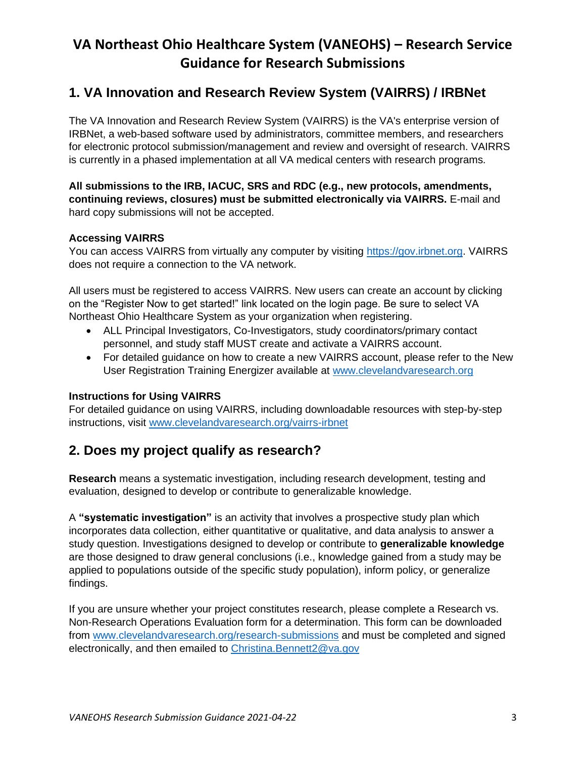# VA Northeast Ohio Healthcare System (VANEOHS) – Research Service Guidance for Research Submissions

## 1. VA Innovation and Research Review System (VAIRRS) / IRBNet

The VA Innovation and Research Review System (VAIRRS) is the VA's enterprise version of IRBNet, a web-based software used by administrators, committee members, and researchers for electronic protocol submission/management and review and oversight of research. VAIRRS is currently in a phased implementation at all VA medical centers with research programs.

**All submissions to the IRB, IACUC, SRS and RDC (e.g., new protocols, amendments, continuing reviews, closures) must be submitted electronically via VAIRRS.** E-mail and hard copy submissions will not be accepted.

### Accessing VAIRRS

You can access VAIRRS from virtually any computer by visiting [https://gov.irbnet.org](https://gov.irbnet.org). VAIRRS does not require a connection to the VA network.

All users must be registered to access VAIRRS. New users can create an account by clicking on the "Register Now to get started!" link located on the login page. Be sure to select VA Northeast Ohio Healthcare System as your organization when registering.

- ALL Principal Investigators, Co-Investigators, study coordinators/primary contact personnel, and study staff MUST create and activate a VAIRRS account.
- For detailed guidance on how to create a new VAIRRS account, please refer to the New User Registration Training Energizer available at [www.clevelandvaresearch.org](www.clevelandvaresearch.org)

### Instructions for Using VAIRRS

For detailed guidance on using VAIRRS, including downloadable resources with step-by-step instructions, visit [www.clevelandvaresearch.org/vairrs-irbnet](www.clevelandvaresearch.org/vairrs-irbnet)

## 2. Does my project qualify as research?

**Research** means a systematic investigation, including research development, testing and evaluation, designed to develop or contribute to generalizable knowledge.

A **"systematic investigation"** is an activity that involves a prospective study plan which incorporates data collection, either quantitative or qualitative, and data analysis to answer a study question. Investigations designed to develop or contribute to **generalizable knowledge** are those designed to draw general conclusions (i.e., knowledge gained from a study may be applied to populations outside of the specific study population), inform policy, or generalize findings.

If you are unsure whether your project constitutes research, please complete a Research vs. Non-Research Operations Evaluation form for a determination. This form can be downloaded from [www.clevelandvaresearch.org/research-submissions](www.clevelandvaresearch.org/research-submissions) and must be completed and signed electronically, and then emailed to [Christina.Bennett2@va.gov](mailto:Christina.Bennett2@va.gov)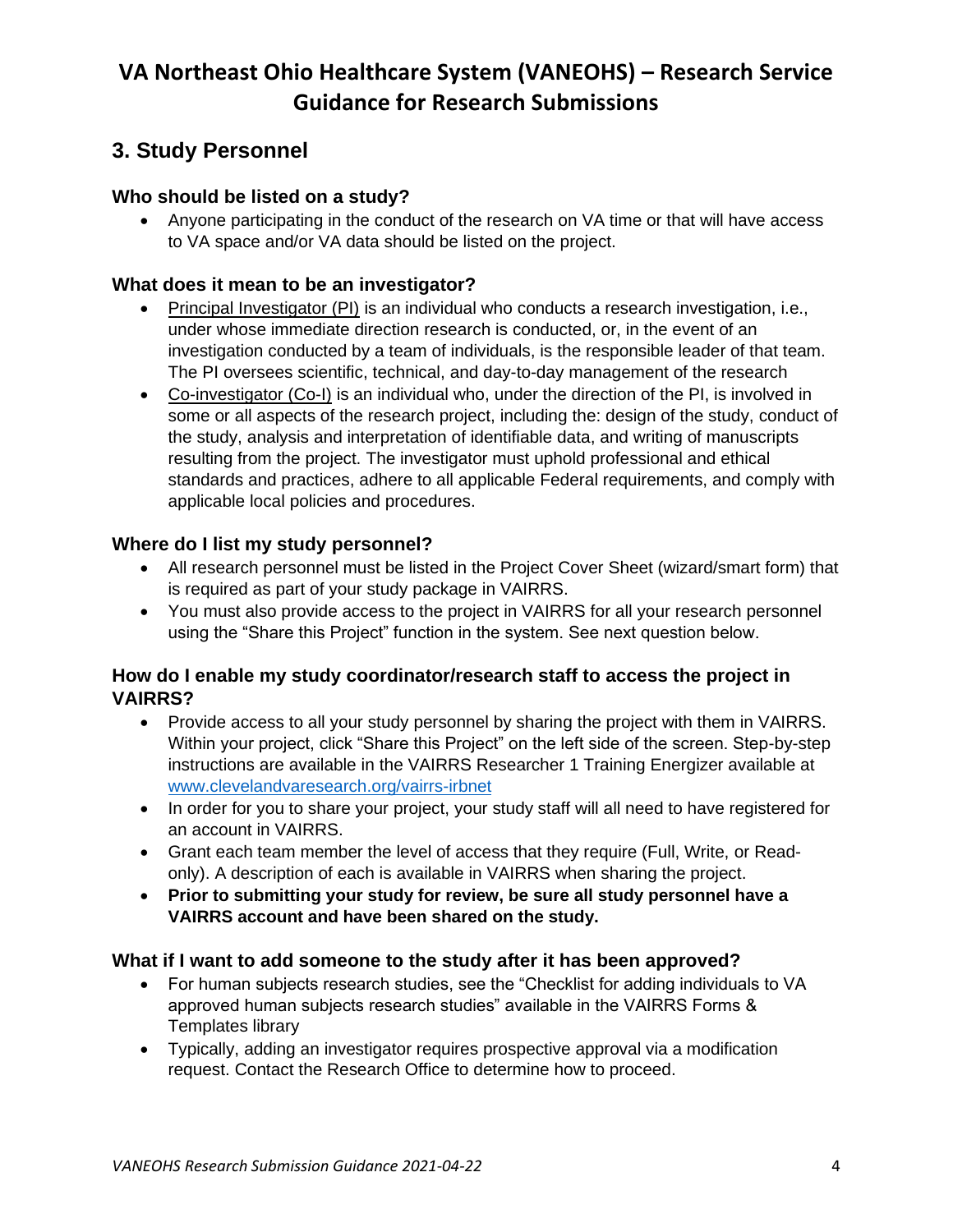# VA Northeast Ohio Healthcare System (VANEOHS) – Research Service Guidance for Research Submissions

## 3. Study Personnel

### Who should be listed on a study?

- Anyone participating in the conduct of the research on VA time or that will have access to VA space and/or VA data should be listed on the project.

### What does it mean to be an investigator?

- Principal Investigator (PI) is an individual who conducts a research investigation, i.e., under whose immediate direction research is conducted, or, in the event of an investigation conducted by a team of individuals, is the responsible leader of that team. The PI oversees scientific, technical, and day-to-day management of the research
- Co-investigator (Co-I) is an individual who, under the direction of the PI, is involved in some or all aspects of the research project, including the: design of the study, conduct of the study, analysis and interpretation of identifiable data, and writing of manuscripts resulting from the project. The investigator must uphold professional and ethical standards and practices, adhere to all applicable Federal requirements, and comply with applicable local policies and procedures.

### Where do I list my study personnel?

- All research personnel must be listed in the Project Cover Sheet (wizard/smart form) that is required as part of your study package in VAIRRS.
- You must also provide access to the project in VAIRRS for all your research personnel using the "Share this Project" function in the system. See next question below.

### How do I enable my study coordinator/research staff to access the project in VAIRRS?

- Provide access to all your study personnel by sharing the project with them in VAIRRS. Within your project, click "Share this Project" on the left side of the screen. Step-by-step instructions are available in the VAIRRS Researcher 1 Training Energizer available at [www.clevelandvaresearch.org/vairrs-irbnet](www.clevelandvaresearch.org/vairrs-irbnet)
- In order for you to share your project, your study staff will all need to have registered for an account in VAIRRS.
- Grant each team member the level of access that they require (Full, Write, or Read-only). A description of each is available in VAIRRS when sharing the project.
- **Prior to submitting your study for review, be sure all study personnel have a VAIRRS account and have been shared on the study.**

### What if I want to add someone to the study after it has been approved?

- For human subjects research studies, see the "Checklist for adding individuals to VA approved human subjects research studies" available in the VAIRRS Forms & Templates library
- Typically, adding an investigator requires prospective approval via a modification request. Contact the Research Office to determine how to proceed.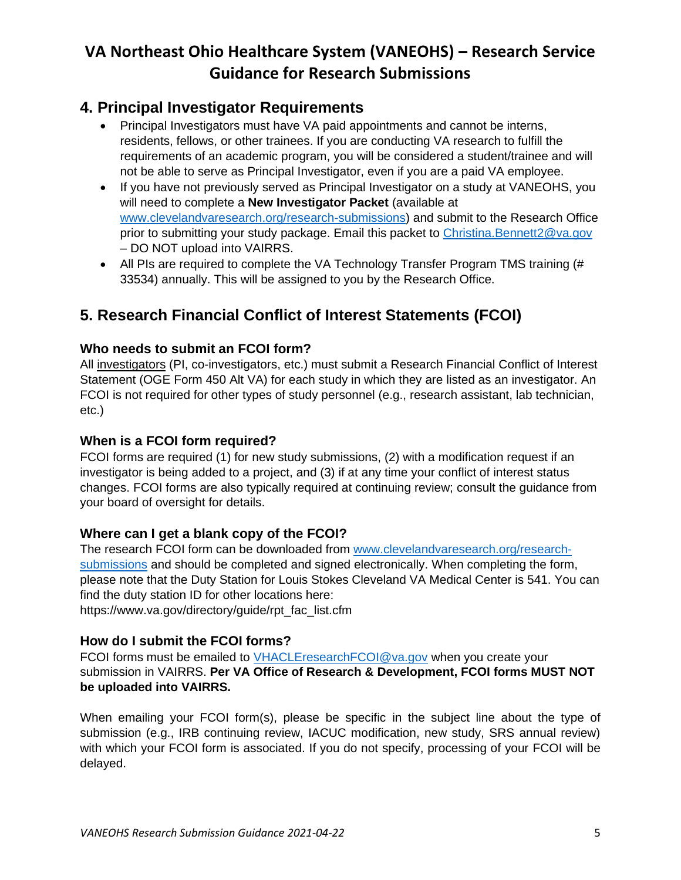## 4. Principal Investigator Requirements

- Principal Investigators must have VA paid appointments and cannot be interns, residents, fellows, or other trainees. If you are conducting VA research to fulfill the requirements of an academic program, you will be considered a student/trainee and will not be able to serve as Principal Investigator, even if you are a paid VA employee.
- If you have not previously served as Principal Investigator on a study at VANEOHS, you will need to complete a **New Investigator Packet** (available at [www.clevelandvaresearch.org/research-submissions](www.clevelandvaresearch.org/research-submissions)) and submit to the Research Office prior to submitting your study package. Email this packet to [Christina.Bennett2@va.gov](mailto:Christina.Bennett2@va.gov) – DO NOT upload into VAIRRS.
- All PIs are required to complete the VA Technology Transfer Program TMS training (# 33534) annually. This will be assigned to you by the Research Office.

## 5. Research Financial Conflict of Interest Statements (FCOI)

### Who needs to submit an FCOI form?

All investigators (PI, co-investigators, etc.) must submit a Research Financial Conflict of Interest Statement (OGE Form 450 Alt VA) for each study in which they are listed as an investigator. An FCOI is not required for other types of study personnel (e.g., research assistant, lab technician, etc.)

### When is a FCOI form required?

FCOI forms are required (1) for new study submissions, (2) with a modification request if an investigator is being added to a project, and (3) if at any time your conflict of interest status changes. FCOI forms are also typically required at continuing review; consult the guidance from your board of oversight for details.

### Where can I get a blank copy of the FCOI?

The research FCOI form can be downloaded from [www.clevelandvaresearch.org/research-submissions](www.clevelandvaresearch.org/research-submissions) and should be completed and signed electronically. When completing the form, please note that the Duty Station for Louis Stokes Cleveland VA Medical Center is 541. You can find the duty station ID for other locations here:
https://www.va.gov/directory/guide/rpt_fac_list.cfm

### How do I submit the FCOI forms?

FCOI forms must be emailed to [VHACLEresearchFCOI@va.gov](mailto:VHACLEresearchFCOI@va.gov) when you create your submission in VAIRRS. **Per VA Office of Research & Development, FCOI forms MUST NOT be uploaded into VAIRRS.**

When emailing your FCOI form(s), please be specific in the subject line about the type of submission (e.g., IRB continuing review, IACUC modification, new study, SRS annual review) with which your FCOI form is associated. If you do not specify, processing of your FCOI will be delayed.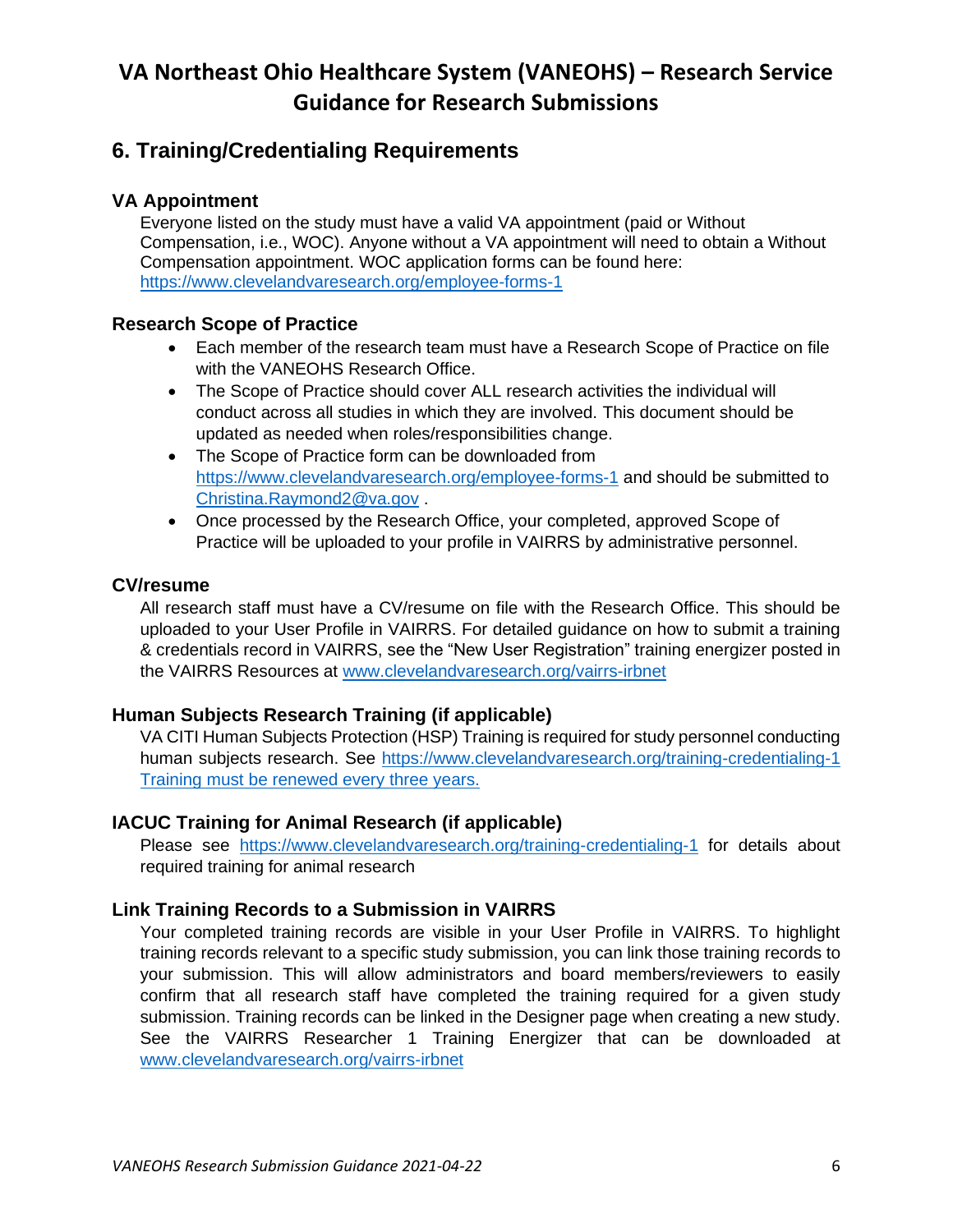# VA Northeast Ohio Healthcare System (VANEOHS) – Research Service Guidance for Research Submissions

## 6. Training/Credentialing Requirements

### VA Appointment

Everyone listed on the study must have a valid VA appointment (paid or Without Compensation, i.e., WOC). Anyone without a VA appointment will need to obtain a Without Compensation appointment. WOC application forms can be found here: https://www.clevelandvaresearch.org/employee-forms-1

### Research Scope of Practice

- Each member of the research team must have a Research Scope of Practice on file with the VANEOHS Research Office.
- The Scope of Practice should cover ALL research activities the individual will conduct across all studies in which they are involved. This document should be updated as needed when roles/responsibilities change.
- The Scope of Practice form can be downloaded from https://www.clevelandvaresearch.org/employee-forms-1 and should be submitted to Christina.Raymond2@va.gov .
- Once processed by the Research Office, your completed, approved Scope of Practice will be uploaded to your profile in VAIRRS by administrative personnel.

### CV/resume

All research staff must have a CV/resume on file with the Research Office. This should be uploaded to your User Profile in VAIRRS. For detailed guidance on how to submit a training & credentials record in VAIRRS, see the "New User Registration" training energizer posted in the VAIRRS Resources at www.clevelandvaresearch.org/vairrs-irbnet

### Human Subjects Research Training (if applicable)

VA CITI Human Subjects Protection (HSP) Training is required for study personnel conducting human subjects research. See https://www.clevelandvaresearch.org/training-credentialing-1 Training must be renewed every three years.

### IACUC Training for Animal Research (if applicable)

Please see https://www.clevelandvaresearch.org/training-credentialing-1 for details about required training for animal research

### Link Training Records to a Submission in VAIRRS

Your completed training records are visible in your User Profile in VAIRRS. To highlight training records relevant to a specific study submission, you can link those training records to your submission. This will allow administrators and board members/reviewers to easily confirm that all research staff have completed the training required for a given study submission. Training records can be linked in the Designer page when creating a new study. See the VAIRRS Researcher 1 Training Energizer that can be downloaded at www.clevelandvaresearch.org/vairrs-irbnet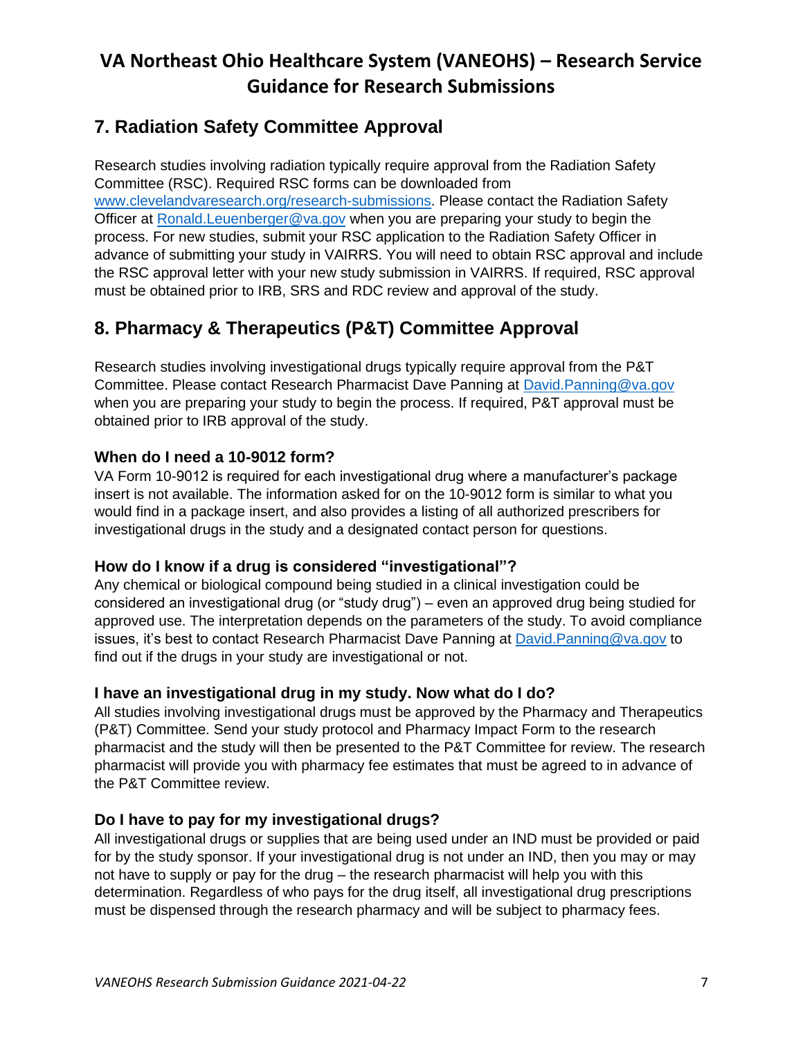## 7. Radiation Safety Committee Approval

Research studies involving radiation typically require approval from the Radiation Safety Committee (RSC). Required RSC forms can be downloaded from www.clevelandvaresearch.org/research-submissions. Please contact the Radiation Safety Officer at Ronald.Leuenberger@va.gov when you are preparing your study to begin the process. For new studies, submit your RSC application to the Radiation Safety Officer in advance of submitting your study in VAIRRS. You will need to obtain RSC approval and include the RSC approval letter with your new study submission in VAIRRS. If required, RSC approval must be obtained prior to IRB, SRS and RDC review and approval of the study.

## 8. Pharmacy & Therapeutics (P&T) Committee Approval

Research studies involving investigational drugs typically require approval from the P&T Committee. Please contact Research Pharmacist Dave Panning at David.Panning@va.gov when you are preparing your study to begin the process. If required, P&T approval must be obtained prior to IRB approval of the study.

### When do I need a 10-9012 form?

VA Form 10-9012 is required for each investigational drug where a manufacturer's package insert is not available. The information asked for on the 10-9012 form is similar to what you would find in a package insert, and also provides a listing of all authorized prescribers for investigational drugs in the study and a designated contact person for questions.

### How do I know if a drug is considered "investigational"?

Any chemical or biological compound being studied in a clinical investigation could be considered an investigational drug (or "study drug") – even an approved drug being studied for approved use. The interpretation depends on the parameters of the study. To avoid compliance issues, it's best to contact Research Pharmacist Dave Panning at David.Panning@va.gov to find out if the drugs in your study are investigational or not.

### I have an investigational drug in my study. Now what do I do?

All studies involving investigational drugs must be approved by the Pharmacy and Therapeutics (P&T) Committee. Send your study protocol and Pharmacy Impact Form to the research pharmacist and the study will then be presented to the P&T Committee for review. The research pharmacist will provide you with pharmacy fee estimates that must be agreed to in advance of the P&T Committee review.

### Do I have to pay for my investigational drugs?

All investigational drugs or supplies that are being used under an IND must be provided or paid for by the study sponsor. If your investigational drug is not under an IND, then you may or may not have to supply or pay for the drug – the research pharmacist will help you with this determination. Regardless of who pays for the drug itself, all investigational drug prescriptions must be dispensed through the research pharmacy and will be subject to pharmacy fees.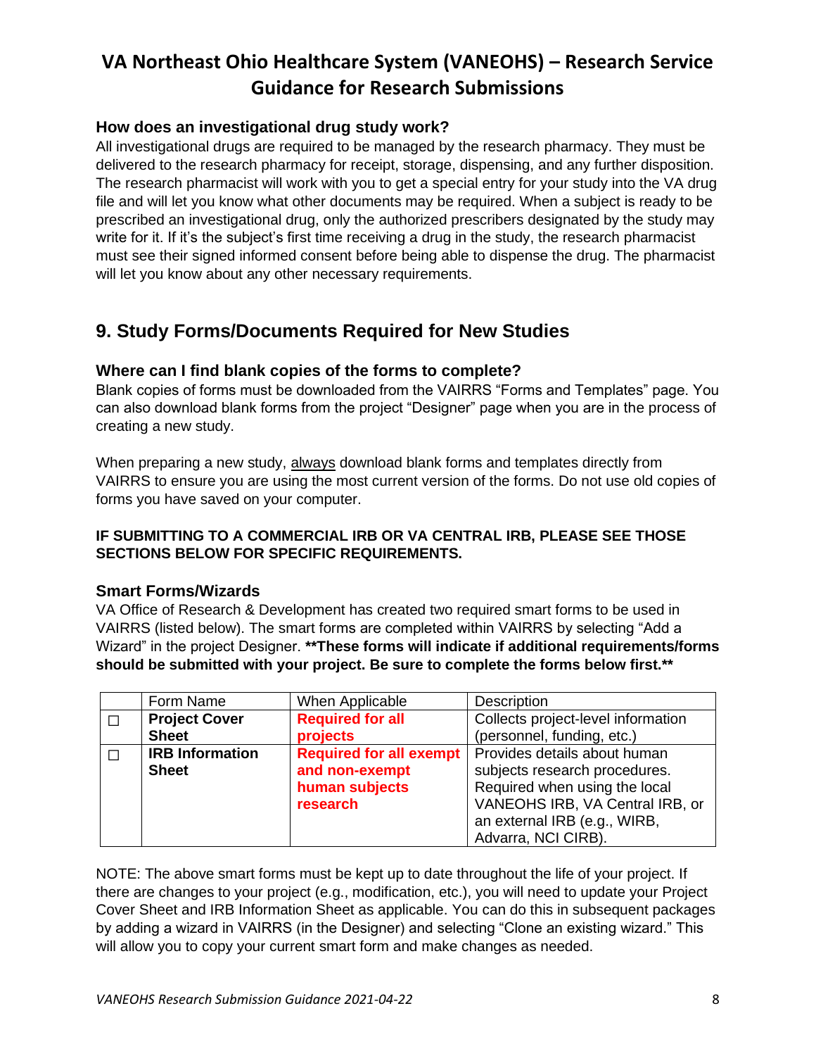### How does an investigational drug study work?

All investigational drugs are required to be managed by the research pharmacy. They must be delivered to the research pharmacy for receipt, storage, dispensing, and any further disposition. The research pharmacist will work with you to get a special entry for your study into the VA drug file and will let you know what other documents may be required. When a subject is ready to be prescribed an investigational drug, only the authorized prescribers designated by the study may write for it. If it's the subject's first time receiving a drug in the study, the research pharmacist must see their signed informed consent before being able to dispense the drug. The pharmacist will let you know about any other necessary requirements.

## 9. Study Forms/Documents Required for New Studies

### Where can I find blank copies of the forms to complete?

Blank copies of forms must be downloaded from the VAIRRS "Forms and Templates" page. You can also download blank forms from the project "Designer" page when you are in the process of creating a new study.

When preparing a new study, <u>always</u> download blank forms and templates directly from VAIRRS to ensure you are using the most current version of the forms. Do not use old copies of forms you have saved on your computer.

**IF SUBMITTING TO A COMMERCIAL IRB OR VA CENTRAL IRB, PLEASE SEE THOSE SECTIONS BELOW FOR SPECIFIC REQUIREMENTS.**

### Smart Forms/Wizards

VA Office of Research & Development has created two required smart forms to be used in VAIRRS (listed below). The smart forms are completed within VAIRRS by selecting "Add a Wizard" in the project Designer. **\*\*These forms will indicate if additional requirements/forms should be submitted with your project. Be sure to complete the forms below first.\*\***

| | Form Name | When Applicable | Description |
|---|---|---|---|
| ☐ | **Project Cover Sheet** | **Required for all projects** | Collects project-level information (personnel, funding, etc.) |
| ☐ | **IRB Information Sheet** | **Required for all exempt and non-exempt human subjects research** | Provides details about human subjects research procedures. Required when using the local VANEOHS IRB, VA Central IRB, or an external IRB (e.g., WIRB, Advarra, NCI CIRB). |

NOTE: The above smart forms must be kept up to date throughout the life of your project. If there are changes to your project (e.g., modification, etc.), you will need to update your Project Cover Sheet and IRB Information Sheet as applicable. You can do this in subsequent packages by adding a wizard in VAIRRS (in the Designer) and selecting "Clone an existing wizard." This will allow you to copy your current smart form and make changes as needed.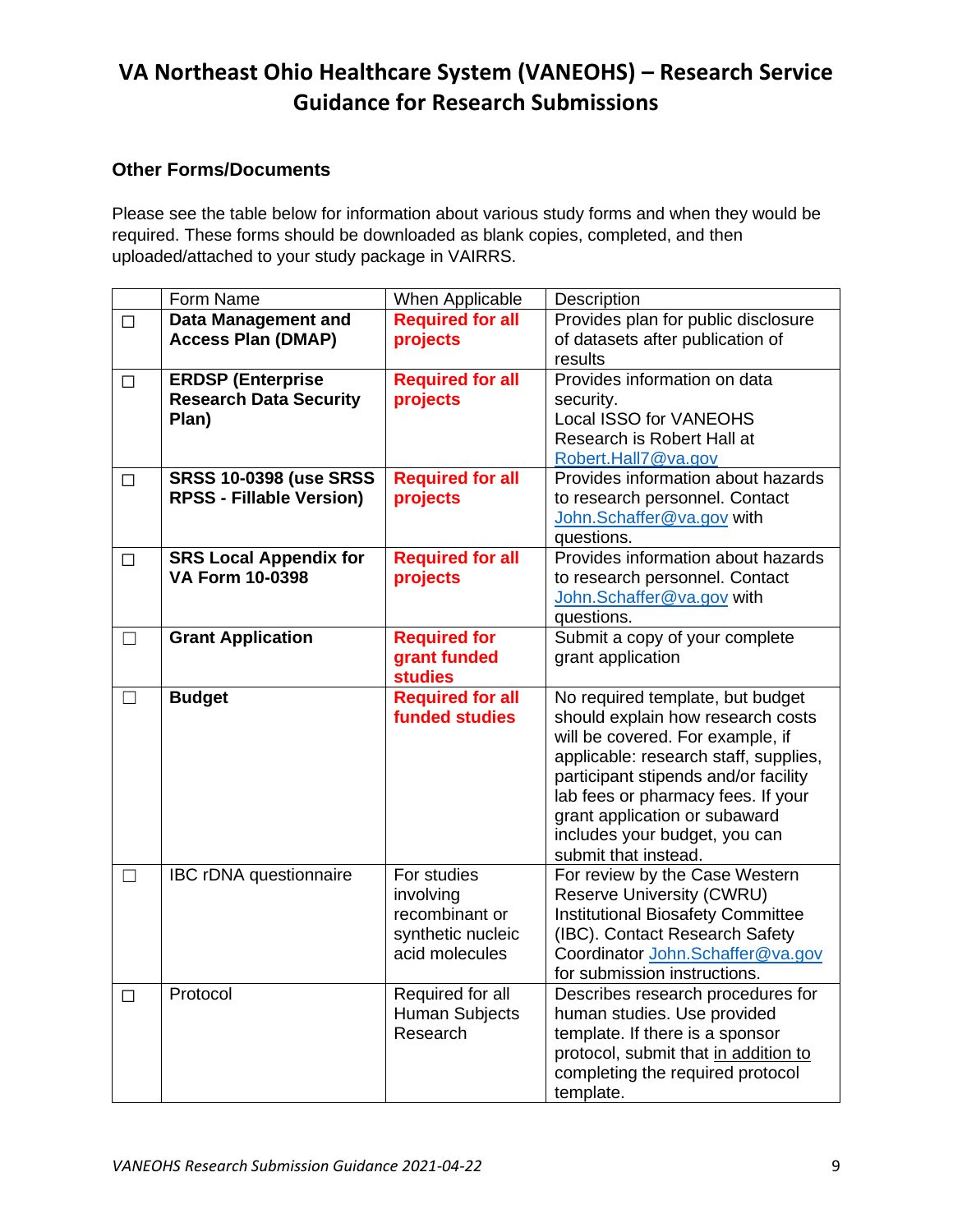# VA Northeast Ohio Healthcare System (VANEOHS) – Research Service Guidance for Research Submissions

### Other Forms/Documents

Please see the table below for information about various study forms and when they would be required. These forms should be downloaded as blank copies, completed, and then uploaded/attached to your study package in VAIRRS.

| | Form Name | When Applicable | Description |
|---|---|---|---|
| ☐ | **Data Management and Access Plan (DMAP)** | **Required for all projects** | Provides plan for public disclosure of datasets after publication of results |
| ☐ | **ERDSP (Enterprise Research Data Security Plan)** | **Required for all projects** | Provides information on data security. Local ISSO for VANEOHS Research is Robert Hall at Robert.Hall7@va.gov |
| ☐ | **SRSS 10-0398 (use SRSS RPSS - Fillable Version)** | **Required for all projects** | Provides information about hazards to research personnel. Contact John.Schaffer@va.gov with questions. |
| ☐ | **SRS Local Appendix for VA Form 10-0398** | **Required for all projects** | Provides information about hazards to research personnel. Contact John.Schaffer@va.gov with questions. |
| ☐ | **Grant Application** | **Required for grant funded studies** | Submit a copy of your complete grant application |
| ☐ | **Budget** | **Required for all funded studies** | No required template, but budget should explain how research costs will be covered. For example, if applicable: research staff, supplies, participant stipends and/or facility lab fees or pharmacy fees. If your grant application or subaward includes your budget, you can submit that instead. |
| ☐ | IBC rDNA questionnaire | For studies involving recombinant or synthetic nucleic acid molecules | For review by the Case Western Reserve University (CWRU) Institutional Biosafety Committee (IBC). Contact Research Safety Coordinator John.Schaffer@va.gov for submission instructions. |
| ☐ | Protocol | Required for all Human Subjects Research | Describes research procedures for human studies. Use provided template. If there is a sponsor protocol, submit that in addition to completing the required protocol template. |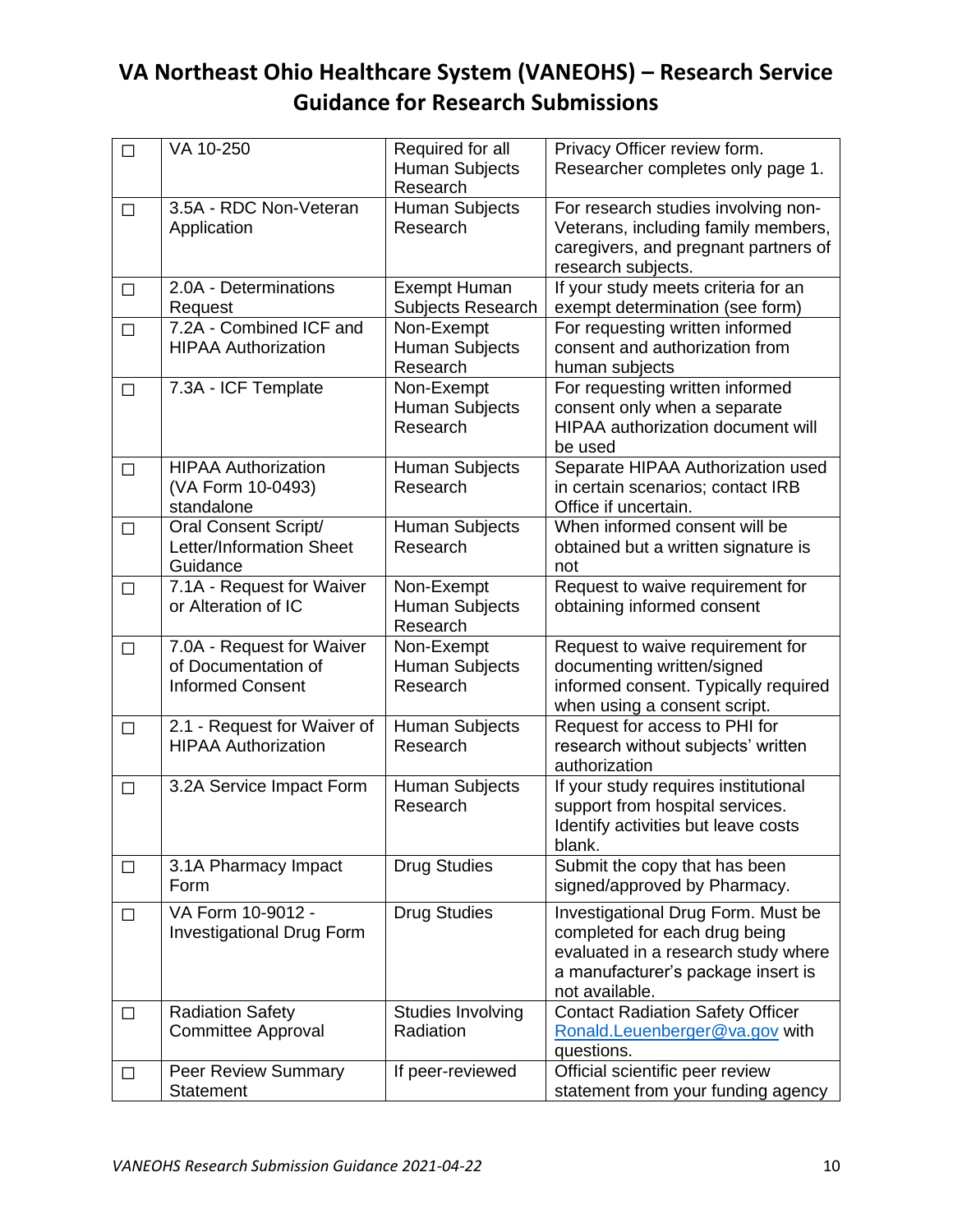# VA Northeast Ohio Healthcare System (VANEOHS) – Research Service Guidance for Research Submissions

| | | | |
|---|---|---|---|
| ☐ | VA 10-250 | Required for all Human Subjects Research | Privacy Officer review form. Researcher completes only page 1. |
| ☐ | 3.5A - RDC Non-Veteran Application | Human Subjects Research | For research studies involving non-Veterans, including family members, caregivers, and pregnant partners of research subjects. |
| ☐ | 2.0A - Determinations Request | Exempt Human Subjects Research | If your study meets criteria for an exempt determination (see form) |
| ☐ | 7.2A - Combined ICF and HIPAA Authorization | Non-Exempt Human Subjects Research | For requesting written informed consent and authorization from human subjects |
| ☐ | 7.3A - ICF Template | Non-Exempt Human Subjects Research | For requesting written informed consent only when a separate HIPAA authorization document will be used |
| ☐ | HIPAA Authorization (VA Form 10-0493) standalone | Human Subjects Research | Separate HIPAA Authorization used in certain scenarios; contact IRB Office if uncertain. |
| ☐ | Oral Consent Script/ Letter/Information Sheet Guidance | Human Subjects Research | When informed consent will be obtained but a written signature is not |
| ☐ | 7.1A - Request for Waiver or Alteration of IC | Non-Exempt Human Subjects Research | Request to waive requirement for obtaining informed consent |
| ☐ | 7.0A - Request for Waiver of Documentation of Informed Consent | Non-Exempt Human Subjects Research | Request to waive requirement for documenting written/signed informed consent. Typically required when using a consent script. |
| ☐ | 2.1 - Request for Waiver of HIPAA Authorization | Human Subjects Research | Request for access to PHI for research without subjects' written authorization |
| ☐ | 3.2A Service Impact Form | Human Subjects Research | If your study requires institutional support from hospital services. Identify activities but leave costs blank. |
| ☐ | 3.1A Pharmacy Impact Form | Drug Studies | Submit the copy that has been signed/approved by Pharmacy. |
| ☐ | VA Form 10-9012 - Investigational Drug Form | Drug Studies | Investigational Drug Form. Must be completed for each drug being evaluated in a research study where a manufacturer's package insert is not available. |
| ☐ | Radiation Safety Committee Approval | Studies Involving Radiation | Contact Radiation Safety Officer Ronald.Leuenberger@va.gov with questions. |
| ☐ | Peer Review Summary Statement | If peer-reviewed | Official scientific peer review statement from your funding agency |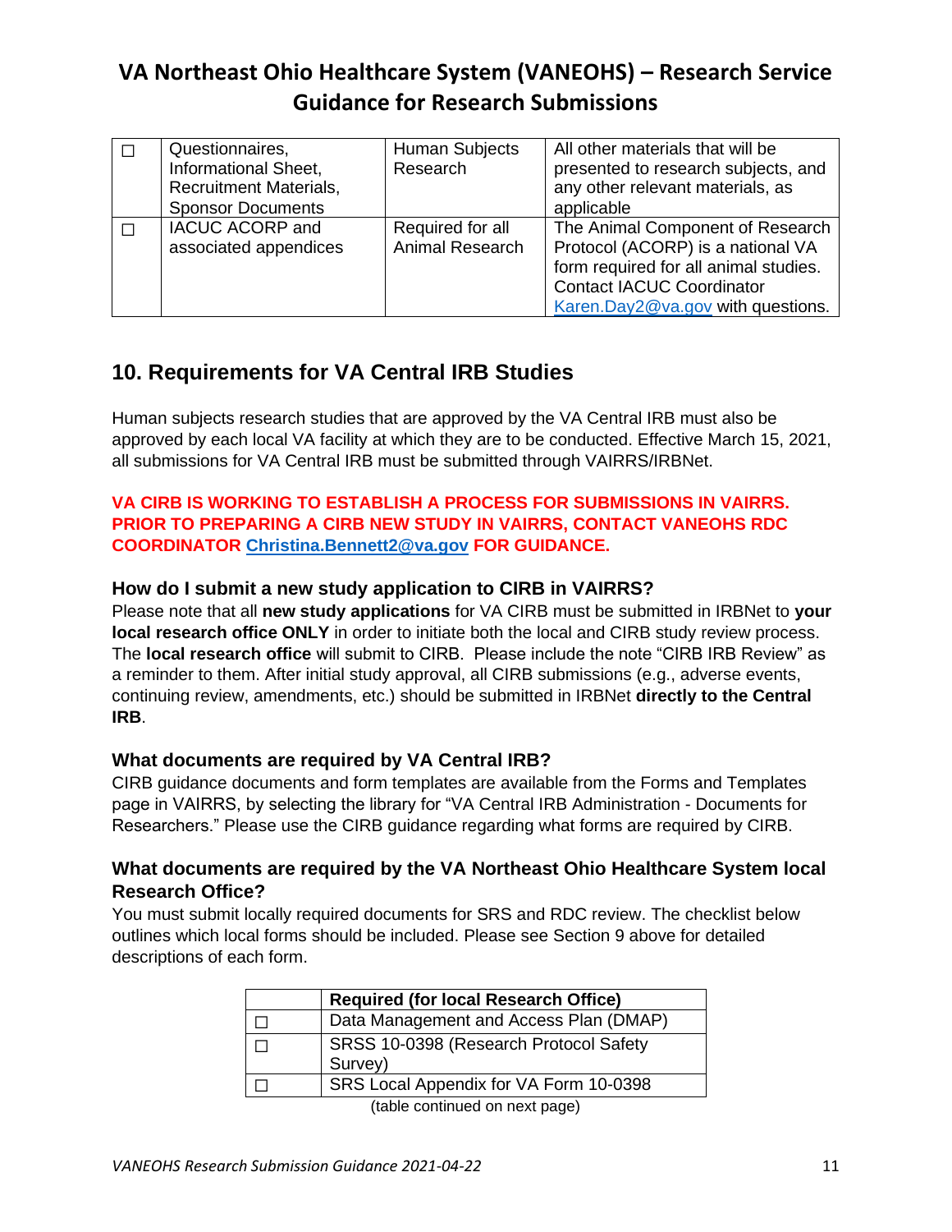| ☐ | Questionnaires, Informational Sheet, Recruitment Materials, Sponsor Documents | Human Subjects Research | All other materials that will be presented to research subjects, and any other relevant materials, as applicable |
|---|---|---|---|
| ☐ | IACUC ACORP and associated appendices | Required for all Animal Research | The Animal Component of Research Protocol (ACORP) is a national VA form required for all animal studies. Contact IACUC Coordinator Karen.Day2@va.gov with questions. |

## 10. Requirements for VA Central IRB Studies

Human subjects research studies that are approved by the VA Central IRB must also be approved by each local VA facility at which they are to be conducted. Effective March 15, 2021, all submissions for VA Central IRB must be submitted through VAIRRS/IRBNet.

**VA CIRB IS WORKING TO ESTABLISH A PROCESS FOR SUBMISSIONS IN VAIRRS. PRIOR TO PREPARING A CIRB NEW STUDY IN VAIRRS, CONTACT VANEOHS RDC COORDINATOR Christina.Bennett2@va.gov FOR GUIDANCE.**

### How do I submit a new study application to CIRB in VAIRRS?

Please note that all **new study applications** for VA CIRB must be submitted in IRBNet to **your local research office ONLY** in order to initiate both the local and CIRB study review process. The **local research office** will submit to CIRB. Please include the note "CIRB IRB Review" as a reminder to them. After initial study approval, all CIRB submissions (e.g., adverse events, continuing review, amendments, etc.) should be submitted in IRBNet **directly to the Central IRB**.

### What documents are required by VA Central IRB?

CIRB guidance documents and form templates are available from the Forms and Templates page in VAIRRS, by selecting the library for "VA Central IRB Administration - Documents for Researchers." Please use the CIRB guidance regarding what forms are required by CIRB.

### What documents are required by the VA Northeast Ohio Healthcare System local Research Office?

You must submit locally required documents for SRS and RDC review. The checklist below outlines which local forms should be included. Please see Section 9 above for detailed descriptions of each form.

| | Required (for local Research Office) |
|---|---|
| ☐ | Data Management and Access Plan (DMAP) |
| ☐ | SRSS 10-0398 (Research Protocol Safety Survey) |
| ☐ | SRS Local Appendix for VA Form 10-0398 |

(table continued on next page)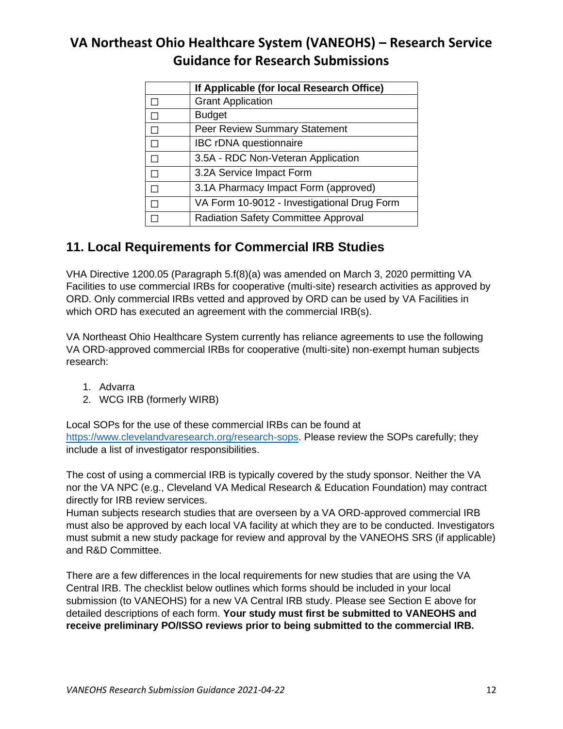| | If Applicable (for local Research Office) |
|---|---|
| ☐ | Grant Application |
| ☐ | Budget |
| ☐ | Peer Review Summary Statement |
| ☐ | IBC rDNA questionnaire |
| ☐ | 3.5A - RDC Non-Veteran Application |
| ☐ | 3.2A Service Impact Form |
| ☐ | 3.1A Pharmacy Impact Form (approved) |
| ☐ | VA Form 10-9012 - Investigational Drug Form |
| ☐ | Radiation Safety Committee Approval |

## 11. Local Requirements for Commercial IRB Studies

VHA Directive 1200.05 (Paragraph 5.f(8)(a) was amended on March 3, 2020 permitting VA Facilities to use commercial IRBs for cooperative (multi-site) research activities as approved by ORD. Only commercial IRBs vetted and approved by ORD can be used by VA Facilities in which ORD has executed an agreement with the commercial IRB(s).

VA Northeast Ohio Healthcare System currently has reliance agreements to use the following VA ORD-approved commercial IRBs for cooperative (multi-site) non-exempt human subjects research:

1. Advarra
2. WCG IRB (formerly WIRB)

Local SOPs for the use of these commercial IRBs can be found at https://www.clevelandvaresearch.org/research-sops. Please review the SOPs carefully; they include a list of investigator responsibilities.

The cost of using a commercial IRB is typically covered by the study sponsor. Neither the VA nor the VA NPC (e.g., Cleveland VA Medical Research & Education Foundation) may contract directly for IRB review services.
Human subjects research studies that are overseen by a VA ORD-approved commercial IRB must also be approved by each local VA facility at which they are to be conducted. Investigators must submit a new study package for review and approval by the VANEOHS SRS (if applicable) and R&D Committee.

There are a few differences in the local requirements for new studies that are using the VA Central IRB. The checklist below outlines which forms should be included in your local submission (to VANEOHS) for a new VA Central IRB study. Please see Section E above for detailed descriptions of each form. **Your study must first be submitted to VANEOHS and receive preliminary PO/ISSO reviews prior to being submitted to the commercial IRB.**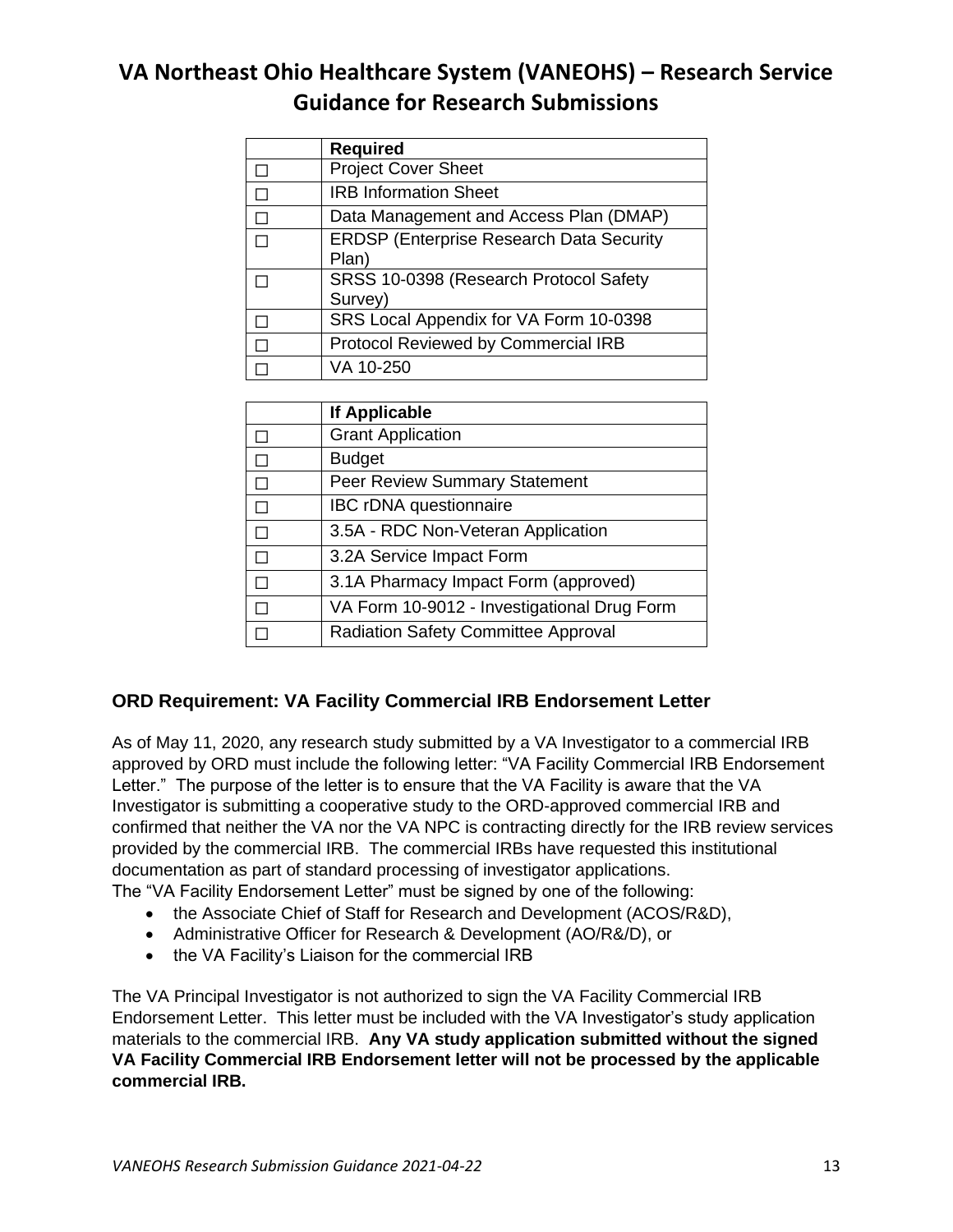# VA Northeast Ohio Healthcare System (VANEOHS) – Research Service Guidance for Research Submissions

| | Required |
|---|---|
| ☐ | Project Cover Sheet |
| ☐ | IRB Information Sheet |
| ☐ | Data Management and Access Plan (DMAP) |
| ☐ | ERDSP (Enterprise Research Data Security Plan) |
| ☐ | SRSS 10-0398 (Research Protocol Safety Survey) |
| ☐ | SRS Local Appendix for VA Form 10-0398 |
| ☐ | Protocol Reviewed by Commercial IRB |
| ☐ | VA 10-250 |

| | If Applicable |
|---|---|
| ☐ | Grant Application |
| ☐ | Budget |
| ☐ | Peer Review Summary Statement |
| ☐ | IBC rDNA questionnaire |
| ☐ | 3.5A - RDC Non-Veteran Application |
| ☐ | 3.2A Service Impact Form |
| ☐ | 3.1A Pharmacy Impact Form (approved) |
| ☐ | VA Form 10-9012 - Investigational Drug Form |
| ☐ | Radiation Safety Committee Approval |

### ORD Requirement: VA Facility Commercial IRB Endorsement Letter

As of May 11, 2020, any research study submitted by a VA Investigator to a commercial IRB approved by ORD must include the following letter: "VA Facility Commercial IRB Endorsement Letter." The purpose of the letter is to ensure that the VA Facility is aware that the VA Investigator is submitting a cooperative study to the ORD-approved commercial IRB and confirmed that neither the VA nor the VA NPC is contracting directly for the IRB review services provided by the commercial IRB. The commercial IRBs have requested this institutional documentation as part of standard processing of investigator applications.
The "VA Facility Endorsement Letter" must be signed by one of the following:

- the Associate Chief of Staff for Research and Development (ACOS/R&D),
- Administrative Officer for Research & Development (AO/R&/D), or
- the VA Facility's Liaison for the commercial IRB

The VA Principal Investigator is not authorized to sign the VA Facility Commercial IRB Endorsement Letter. This letter must be included with the VA Investigator's study application materials to the commercial IRB. **Any VA study application submitted without the signed VA Facility Commercial IRB Endorsement letter will not be processed by the applicable commercial IRB.**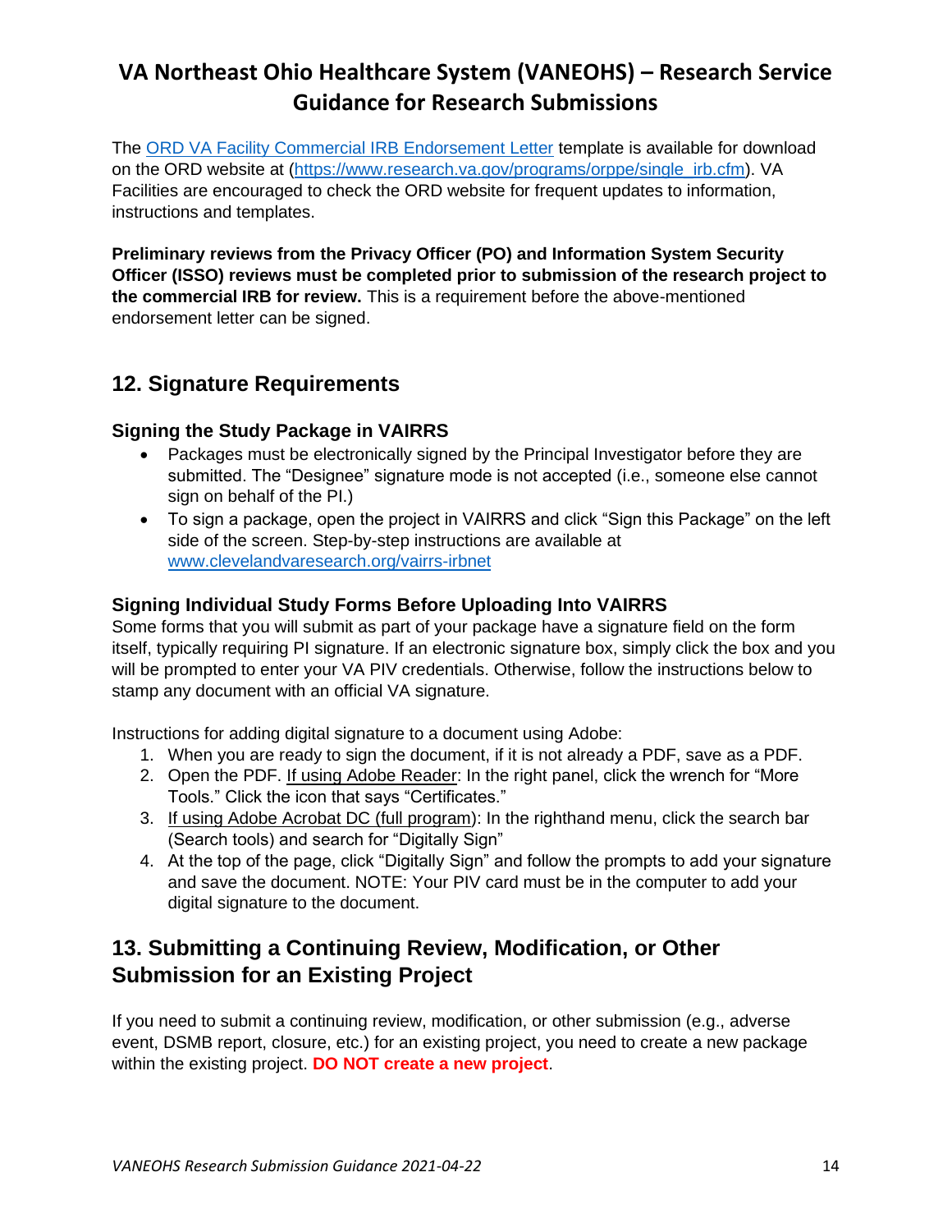# VA Northeast Ohio Healthcare System (VANEOHS) – Research Service Guidance for Research Submissions

The [ORD VA Facility Commercial IRB Endorsement Letter](https://www.research.va.gov/programs/orppe/single_irb.cfm) template is available for download on the ORD website at (https://www.research.va.gov/programs/orppe/single_irb.cfm). VA Facilities are encouraged to check the ORD website for frequent updates to information, instructions and templates.

**Preliminary reviews from the Privacy Officer (PO) and Information System Security Officer (ISSO) reviews must be completed prior to submission of the research project to the commercial IRB for review.** This is a requirement before the above-mentioned endorsement letter can be signed.

## 12. Signature Requirements

### Signing the Study Package in VAIRRS

- Packages must be electronically signed by the Principal Investigator before they are submitted. The "Designee" signature mode is not accepted (i.e., someone else cannot sign on behalf of the PI.)
- To sign a package, open the project in VAIRRS and click "Sign this Package" on the left side of the screen. Step-by-step instructions are available at [www.clevelandvaresearch.org/vairrs-irbnet](www.clevelandvaresearch.org/vairrs-irbnet)

### Signing Individual Study Forms Before Uploading Into VAIRRS

Some forms that you will submit as part of your package have a signature field on the form itself, typically requiring PI signature. If an electronic signature box, simply click the box and you will be prompted to enter your VA PIV credentials. Otherwise, follow the instructions below to stamp any document with an official VA signature.

Instructions for adding digital signature to a document using Adobe:

1. When you are ready to sign the document, if it is not already a PDF, save as a PDF.
2. Open the PDF. <u>If using Adobe Reader</u>: In the right panel, click the wrench for "More Tools." Click the icon that says "Certificates."
3. <u>If using Adobe Acrobat DC (full program)</u>: In the righthand menu, click the search bar (Search tools) and search for "Digitally Sign"
4. At the top of the page, click "Digitally Sign" and follow the prompts to add your signature and save the document. NOTE: Your PIV card must be in the computer to add your digital signature to the document.

## 13. Submitting a Continuing Review, Modification, or Other Submission for an Existing Project

If you need to submit a continuing review, modification, or other submission (e.g., adverse event, DSMB report, closure, etc.) for an existing project, you need to create a new package within the existing project. **DO NOT create a new project**.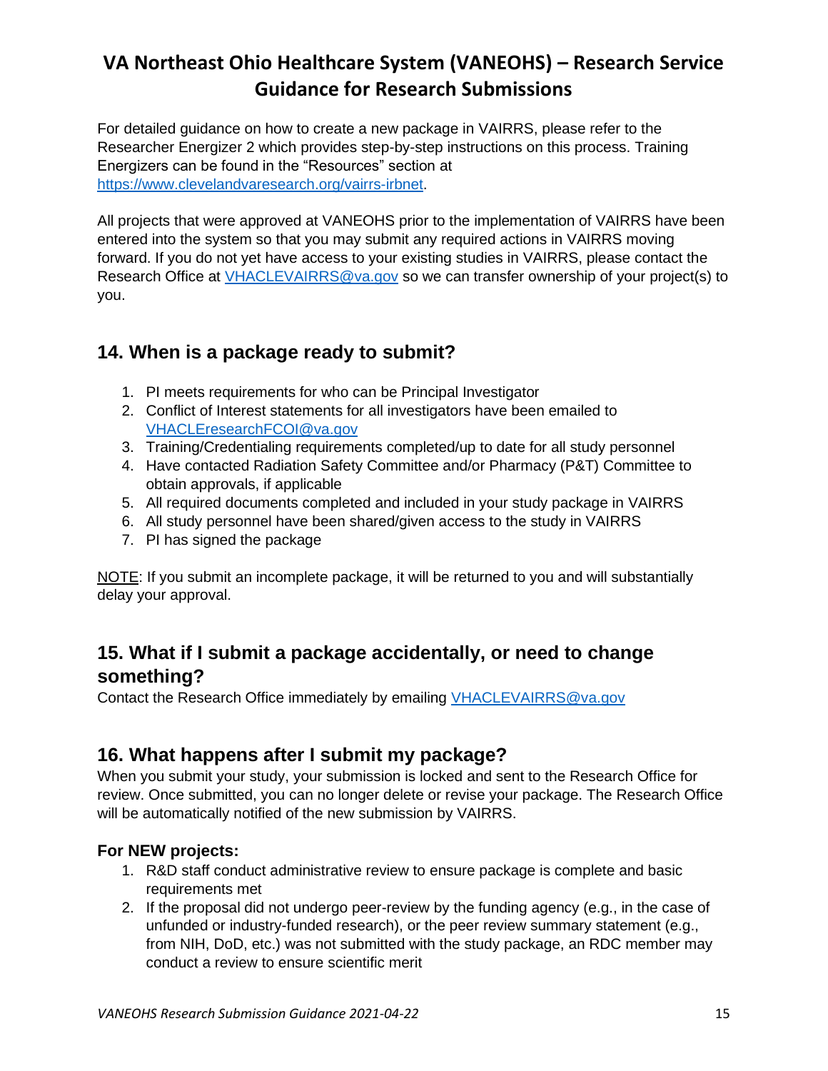# VA Northeast Ohio Healthcare System (VANEOHS) – Research Service Guidance for Research Submissions

For detailed guidance on how to create a new package in VAIRRS, please refer to the Researcher Energizer 2 which provides step-by-step instructions on this process. Training Energizers can be found in the "Resources" section at https://www.clevelandvaresearch.org/vairrs-irbnet.

All projects that were approved at VANEOHS prior to the implementation of VAIRRS have been entered into the system so that you may submit any required actions in VAIRRS moving forward. If you do not yet have access to your existing studies in VAIRRS, please contact the Research Office at VHACLEVAIRRS@va.gov so we can transfer ownership of your project(s) to you.

## 14. When is a package ready to submit?

1. PI meets requirements for who can be Principal Investigator
2. Conflict of Interest statements for all investigators have been emailed to VHACLEresearchFCOI@va.gov
3. Training/Credentialing requirements completed/up to date for all study personnel
4. Have contacted Radiation Safety Committee and/or Pharmacy (P&T) Committee to obtain approvals, if applicable
5. All required documents completed and included in your study package in VAIRRS
6. All study personnel have been shared/given access to the study in VAIRRS
7. PI has signed the package

NOTE: If you submit an incomplete package, it will be returned to you and will substantially delay your approval.

## 15. What if I submit a package accidentally, or need to change something?

Contact the Research Office immediately by emailing VHACLEVAIRRS@va.gov

## 16. What happens after I submit my package?

When you submit your study, your submission is locked and sent to the Research Office for review. Once submitted, you can no longer delete or revise your package. The Research Office will be automatically notified of the new submission by VAIRRS.

### For NEW projects:

1. R&D staff conduct administrative review to ensure package is complete and basic requirements met
2. If the proposal did not undergo peer-review by the funding agency (e.g., in the case of unfunded or industry-funded research), or the peer review summary statement (e.g., from NIH, DoD, etc.) was not submitted with the study package, an RDC member may conduct a review to ensure scientific merit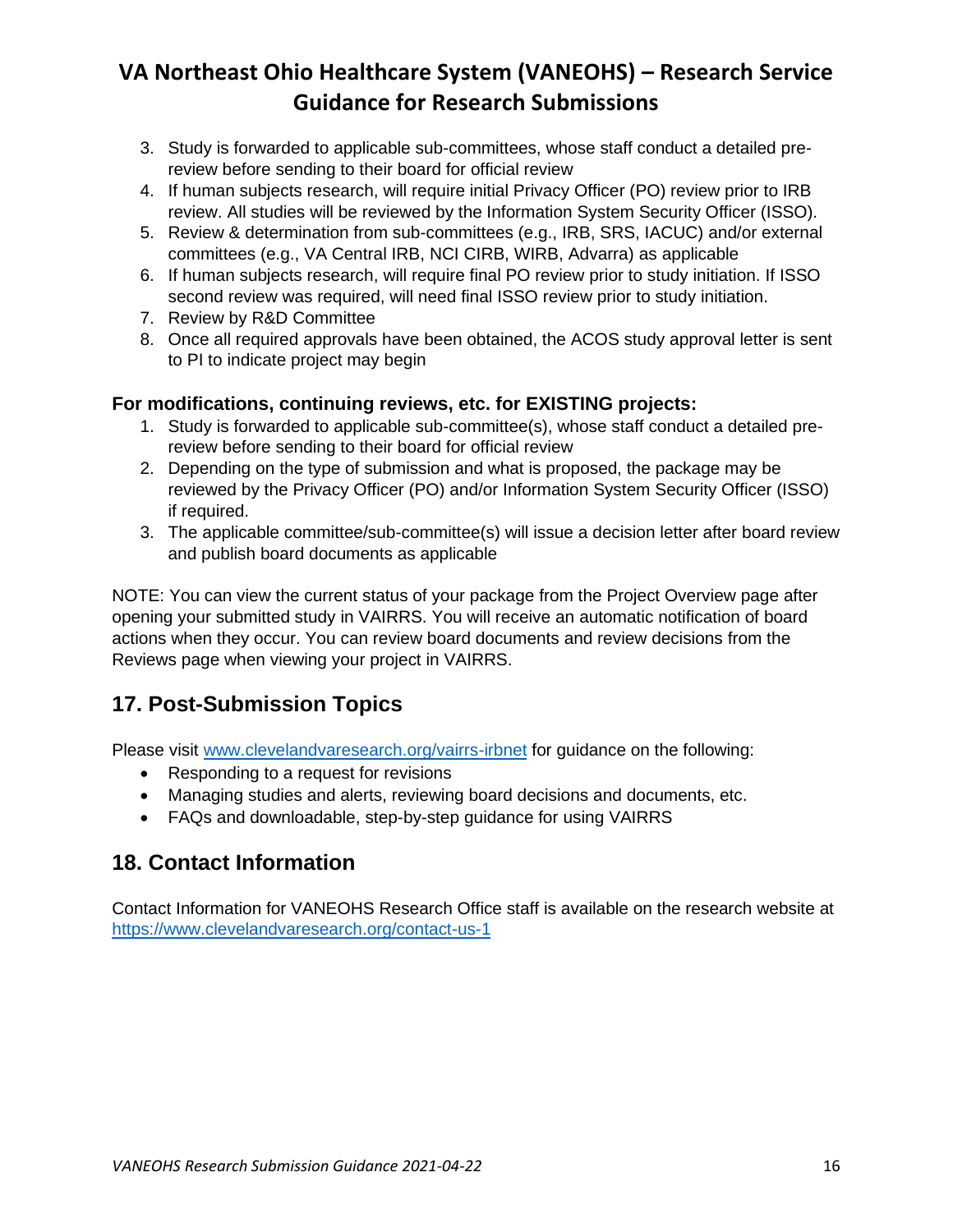3. Study is forwarded to applicable sub-committees, whose staff conduct a detailed pre-review before sending to their board for official review
4. If human subjects research, will require initial Privacy Officer (PO) review prior to IRB review. All studies will be reviewed by the Information System Security Officer (ISSO).
5. Review & determination from sub-committees (e.g., IRB, SRS, IACUC) and/or external committees (e.g., VA Central IRB, NCI CIRB, WIRB, Advarra) as applicable
6. If human subjects research, will require final PO review prior to study initiation. If ISSO second review was required, will need final ISSO review prior to study initiation.
7. Review by R&D Committee
8. Once all required approvals have been obtained, the ACOS study approval letter is sent to PI to indicate project may begin

### For modifications, continuing reviews, etc. for EXISTING projects:

1. Study is forwarded to applicable sub-committee(s), whose staff conduct a detailed pre-review before sending to their board for official review
2. Depending on the type of submission and what is proposed, the package may be reviewed by the Privacy Officer (PO) and/or Information System Security Officer (ISSO) if required.
3. The applicable committee/sub-committee(s) will issue a decision letter after board review and publish board documents as applicable

NOTE: You can view the current status of your package from the Project Overview page after opening your submitted study in VAIRRS. You will receive an automatic notification of board actions when they occur. You can review board documents and review decisions from the Reviews page when viewing your project in VAIRRS.

## 17. Post-Submission Topics

Please visit [www.clevelandvaresearch.org/vairrs-irbnet](www.clevelandvaresearch.org/vairrs-irbnet) for guidance on the following:

- Responding to a request for revisions
- Managing studies and alerts, reviewing board decisions and documents, etc.
- FAQs and downloadable, step-by-step guidance for using VAIRRS

## 18. Contact Information

Contact Information for VANEOHS Research Office staff is available on the research website at [https://www.clevelandvaresearch.org/contact-us-1](https://www.clevelandvaresearch.org/contact-us-1)